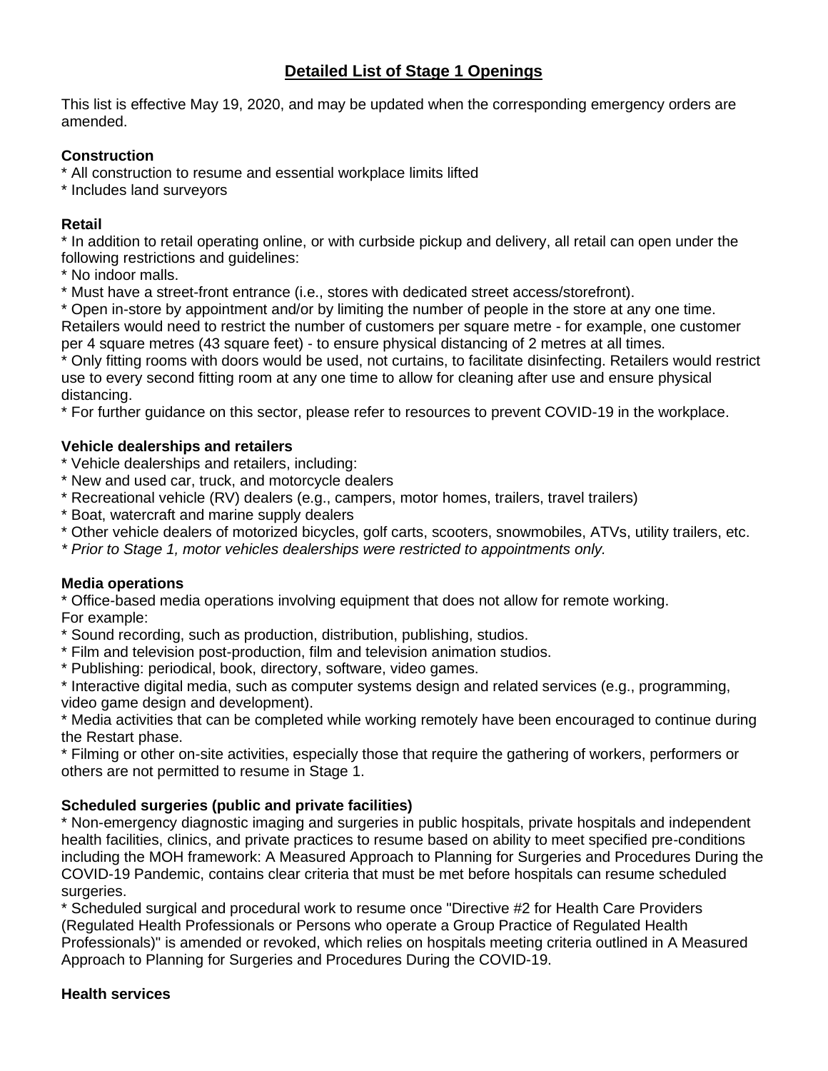# Detailed List of Stage 1 Openings

This list is effective May 19, 2020, and may be updated when the corresponding emergency orders are amended.

**Construction**

* All construction to resume and essential workplace limits lifted
* Includes land surveyors

**Retail**

* In addition to retail operating online, or with curbside pickup and delivery, all retail can open under the following restrictions and guidelines:
* No indoor malls.
* Must have a street-front entrance (i.e., stores with dedicated street access/storefront).
* Open in-store by appointment and/or by limiting the number of people in the store at any one time. Retailers would need to restrict the number of customers per square metre - for example, one customer per 4 square metres (43 square feet) - to ensure physical distancing of 2 metres at all times.
* Only fitting rooms with doors would be used, not curtains, to facilitate disinfecting. Retailers would restrict use to every second fitting room at any one time to allow for cleaning after use and ensure physical distancing.
* For further guidance on this sector, please refer to resources to prevent COVID-19 in the workplace.

**Vehicle dealerships and retailers**

* Vehicle dealerships and retailers, including:
* New and used car, truck, and motorcycle dealers
* Recreational vehicle (RV) dealers (e.g., campers, motor homes, trailers, travel trailers)
* Boat, watercraft and marine supply dealers
* Other vehicle dealers of motorized bicycles, golf carts, scooters, snowmobiles, ATVs, utility trailers, etc.

*\* Prior to Stage 1, motor vehicles dealerships were restricted to appointments only.*

**Media operations**

* Office-based media operations involving equipment that does not allow for remote working.

For example:

* Sound recording, such as production, distribution, publishing, studios.
* Film and television post-production, film and television animation studios.
* Publishing: periodical, book, directory, software, video games.
* Interactive digital media, such as computer systems design and related services (e.g., programming, video game design and development).
* Media activities that can be completed while working remotely have been encouraged to continue during the Restart phase.
* Filming or other on-site activities, especially those that require the gathering of workers, performers or others are not permitted to resume in Stage 1.

**Scheduled surgeries (public and private facilities)**

* Non-emergency diagnostic imaging and surgeries in public hospitals, private hospitals and independent health facilities, clinics, and private practices to resume based on ability to meet specified pre-conditions including the MOH framework: A Measured Approach to Planning for Surgeries and Procedures During the COVID-19 Pandemic, contains clear criteria that must be met before hospitals can resume scheduled surgeries.
* Scheduled surgical and procedural work to resume once "Directive #2 for Health Care Providers (Regulated Health Professionals or Persons who operate a Group Practice of Regulated Health Professionals)" is amended or revoked, which relies on hospitals meeting criteria outlined in A Measured Approach to Planning for Surgeries and Procedures During the COVID-19.

**Health services**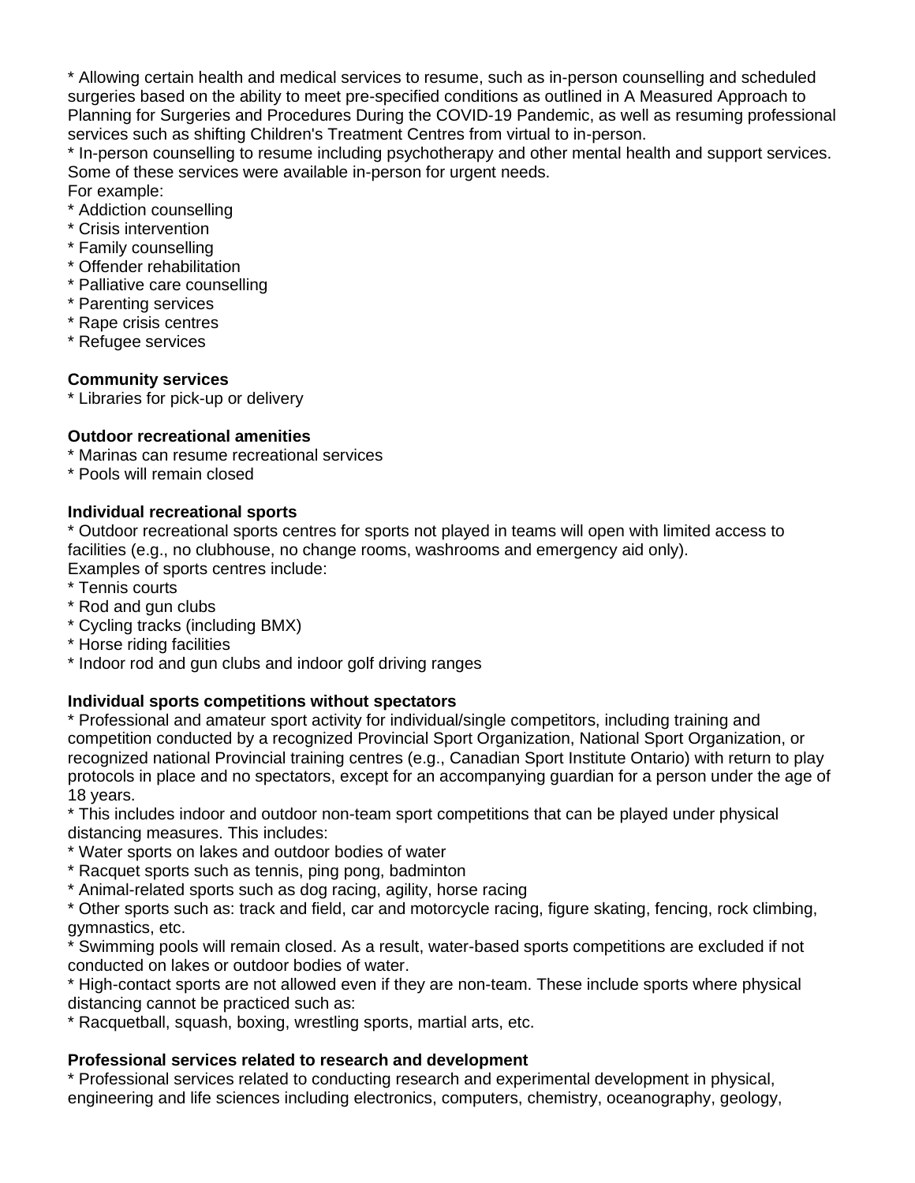* Allowing certain health and medical services to resume, such as in-person counselling and scheduled surgeries based on the ability to meet pre-specified conditions as outlined in A Measured Approach to Planning for Surgeries and Procedures During the COVID-19 Pandemic, as well as resuming professional services such as shifting Children's Treatment Centres from virtual to in-person.
* In-person counselling to resume including psychotherapy and other mental health and support services. Some of these services were available in-person for urgent needs.

For example:

* Addiction counselling
* Crisis intervention
* Family counselling
* Offender rehabilitation
* Palliative care counselling
* Parenting services
* Rape crisis centres
* Refugee services

**Community services**

* Libraries for pick-up or delivery

**Outdoor recreational amenities**

* Marinas can resume recreational services
* Pools will remain closed

**Individual recreational sports**

* Outdoor recreational sports centres for sports not played in teams will open with limited access to facilities (e.g., no clubhouse, no change rooms, washrooms and emergency aid only).

Examples of sports centres include:

* Tennis courts
* Rod and gun clubs
* Cycling tracks (including BMX)
* Horse riding facilities
* Indoor rod and gun clubs and indoor golf driving ranges

**Individual sports competitions without spectators**

* Professional and amateur sport activity for individual/single competitors, including training and competition conducted by a recognized Provincial Sport Organization, National Sport Organization, or recognized national Provincial training centres (e.g., Canadian Sport Institute Ontario) with return to play protocols in place and no spectators, except for an accompanying guardian for a person under the age of 18 years.
* This includes indoor and outdoor non-team sport competitions that can be played under physical distancing measures. This includes:
* Water sports on lakes and outdoor bodies of water
* Racquet sports such as tennis, ping pong, badminton
* Animal-related sports such as dog racing, agility, horse racing
* Other sports such as: track and field, car and motorcycle racing, figure skating, fencing, rock climbing, gymnastics, etc.
* Swimming pools will remain closed. As a result, water-based sports competitions are excluded if not conducted on lakes or outdoor bodies of water.
* High-contact sports are not allowed even if they are non-team. These include sports where physical distancing cannot be practiced such as:
* Racquetball, squash, boxing, wrestling sports, martial arts, etc.

**Professional services related to research and development**

* Professional services related to conducting research and experimental development in physical, engineering and life sciences including electronics, computers, chemistry, oceanography, geology,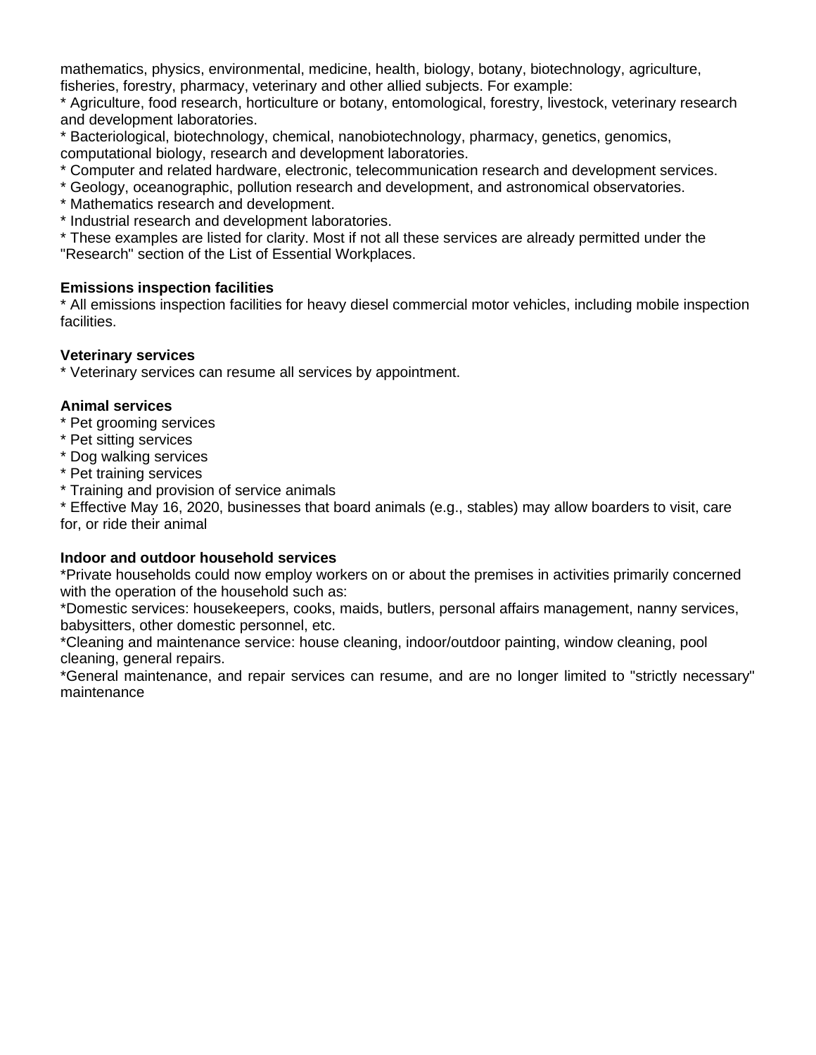mathematics, physics, environmental, medicine, health, biology, botany, biotechnology, agriculture, fisheries, forestry, pharmacy, veterinary and other allied subjects. For example:

* Agriculture, food research, horticulture or botany, entomological, forestry, livestock, veterinary research and development laboratories.
* Bacteriological, biotechnology, chemical, nanobiotechnology, pharmacy, genetics, genomics, computational biology, research and development laboratories.
* Computer and related hardware, electronic, telecommunication research and development services.
* Geology, oceanographic, pollution research and development, and astronomical observatories.
* Mathematics research and development.
* Industrial research and development laboratories.
* These examples are listed for clarity. Most if not all these services are already permitted under the "Research" section of the List of Essential Workplaces.

**Emissions inspection facilities**

* All emissions inspection facilities for heavy diesel commercial motor vehicles, including mobile inspection facilities.

**Veterinary services**

* Veterinary services can resume all services by appointment.

**Animal services**

* Pet grooming services
* Pet sitting services
* Dog walking services
* Pet training services
* Training and provision of service animals
* Effective May 16, 2020, businesses that board animals (e.g., stables) may allow boarders to visit, care for, or ride their animal

**Indoor and outdoor household services**

* Private households could now employ workers on or about the premises in activities primarily concerned with the operation of the household such as:
* Domestic services: housekeepers, cooks, maids, butlers, personal affairs management, nanny services, babysitters, other domestic personnel, etc.
* Cleaning and maintenance service: house cleaning, indoor/outdoor painting, window cleaning, pool cleaning, general repairs.
* General maintenance, and repair services can resume, and are no longer limited to "strictly necessary" maintenance